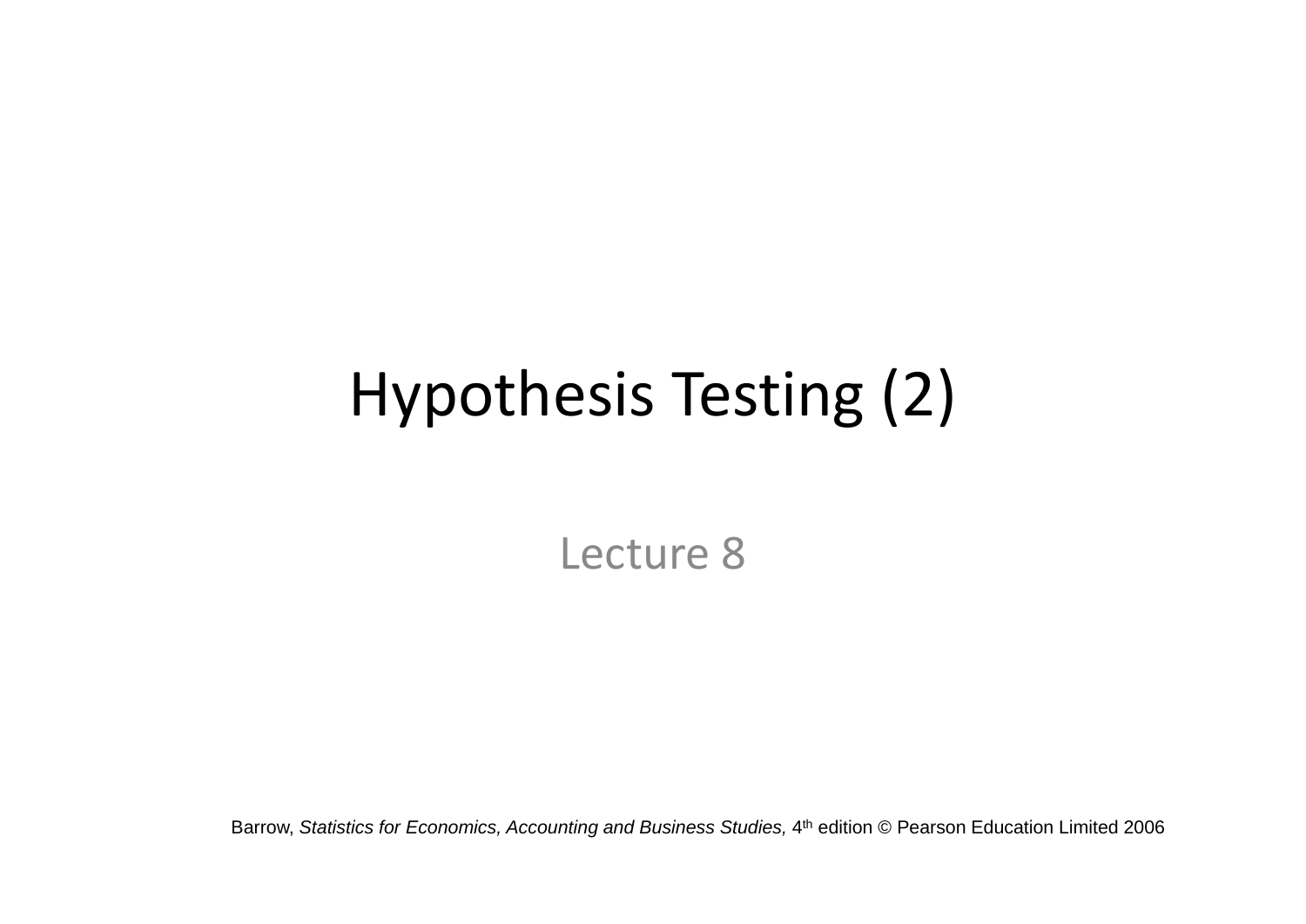# Hypothesis Testing (2)

Lecture 8

Barrow, *Statistics for Economics, Accounting and Business Studies,* 4th edition © Pearson Education Limited 2006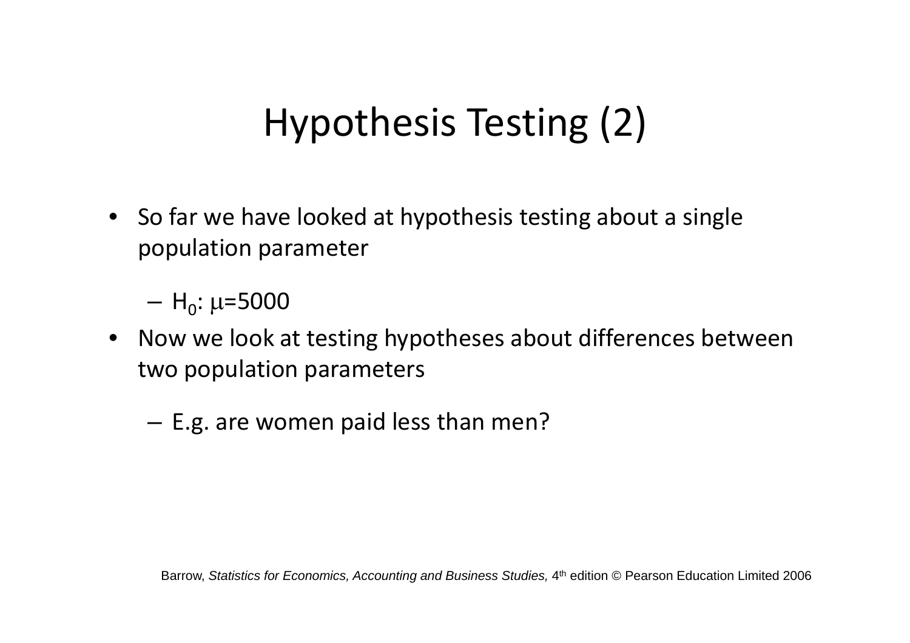# Hypothesis Testing (2)

- So far we have looked at hypothesis testing about a single population parameter
  - $H_0$: $\mu$=5000
- Now we look at testing hypotheses about differences between two population parameters
  - E.g. are women paid less than men?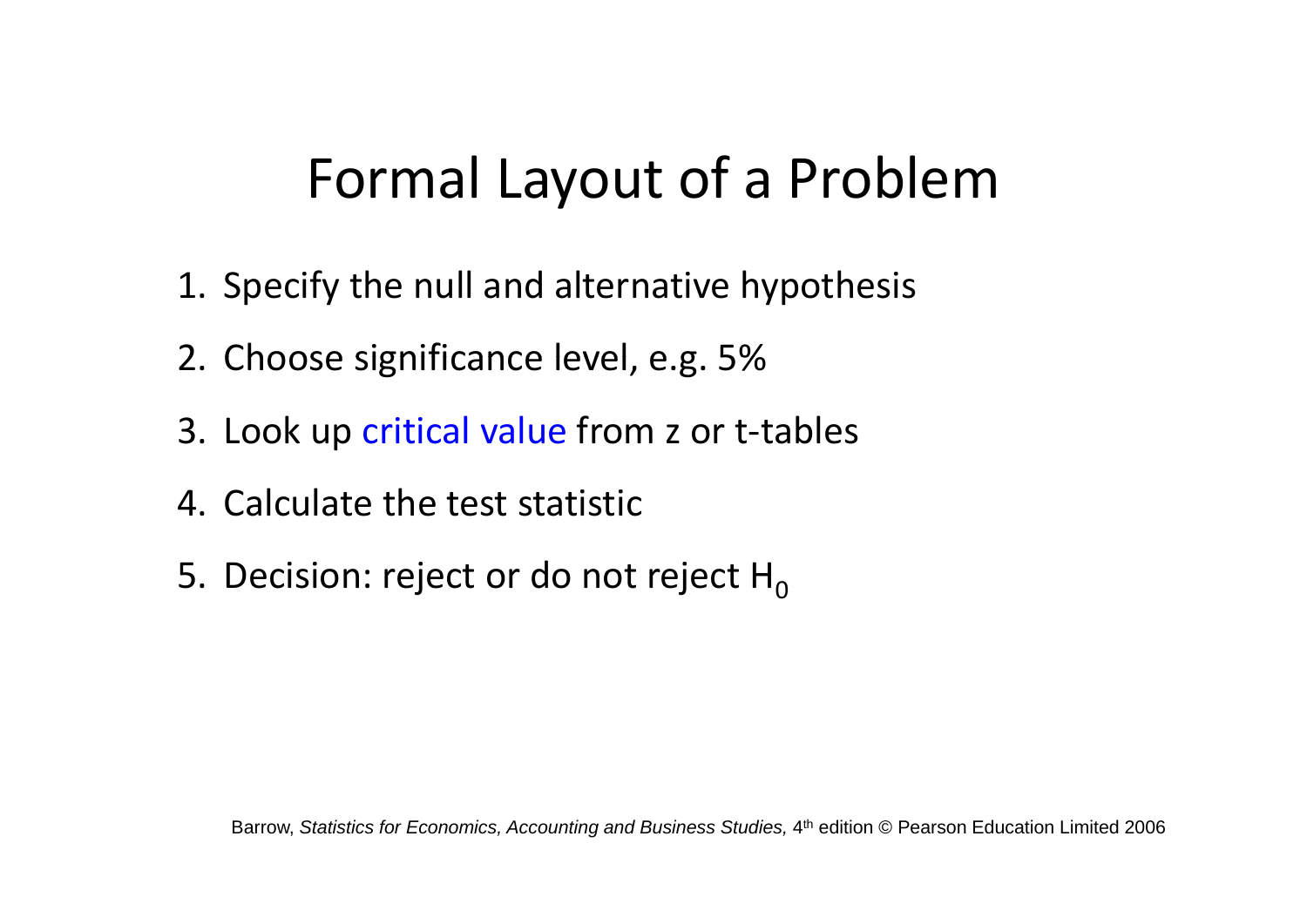# Formal Layout of a Problem

1. Specify the null and alternative hypothesis
2. Choose significance level, e.g. 5%
3. Look up critical value from z or t-tables
4. Calculate the test statistic
5. Decision: reject or do not reject $H_0$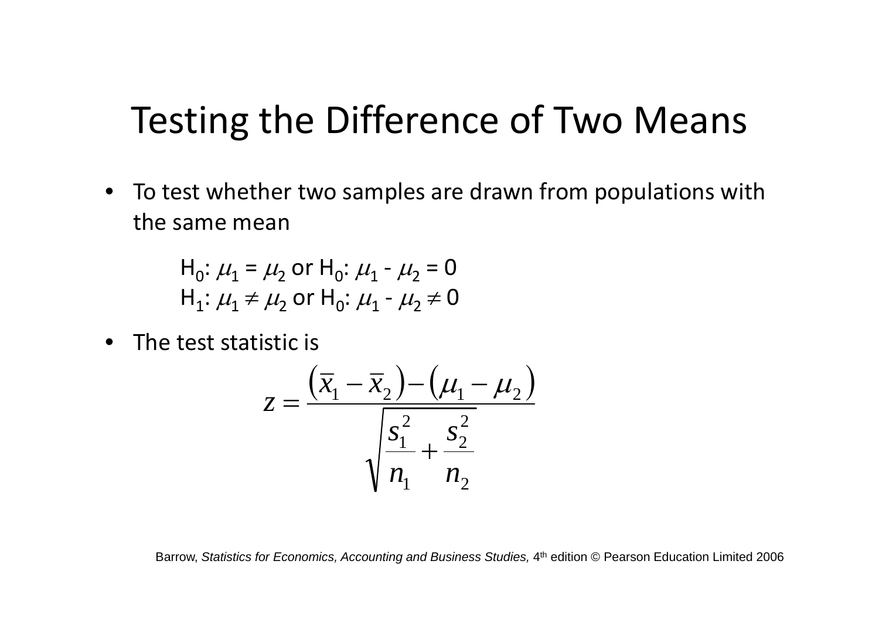# Testing the Difference of Two Means

- To test whether two samples are drawn from populations with the same mean

  $H_0$: $\mu_1 = \mu_2$ or $H_0$: $\mu_1 - \mu_2 = 0$
  $H_1$: $\mu_1 \neq \mu_2$ or $H_0$: $\mu_1 - \mu_2 \neq 0$

- The test statistic is

$$z = \frac{(\bar{x}_1 - \bar{x}_2) - (\mu_1 - \mu_2)}{\sqrt{\frac{s_1^2}{n_1} + \frac{s_2^2}{n_2}}}$$

Barrow, *Statistics for Economics, Accounting and Business Studies,* 4th edition © Pearson Education Limited 2006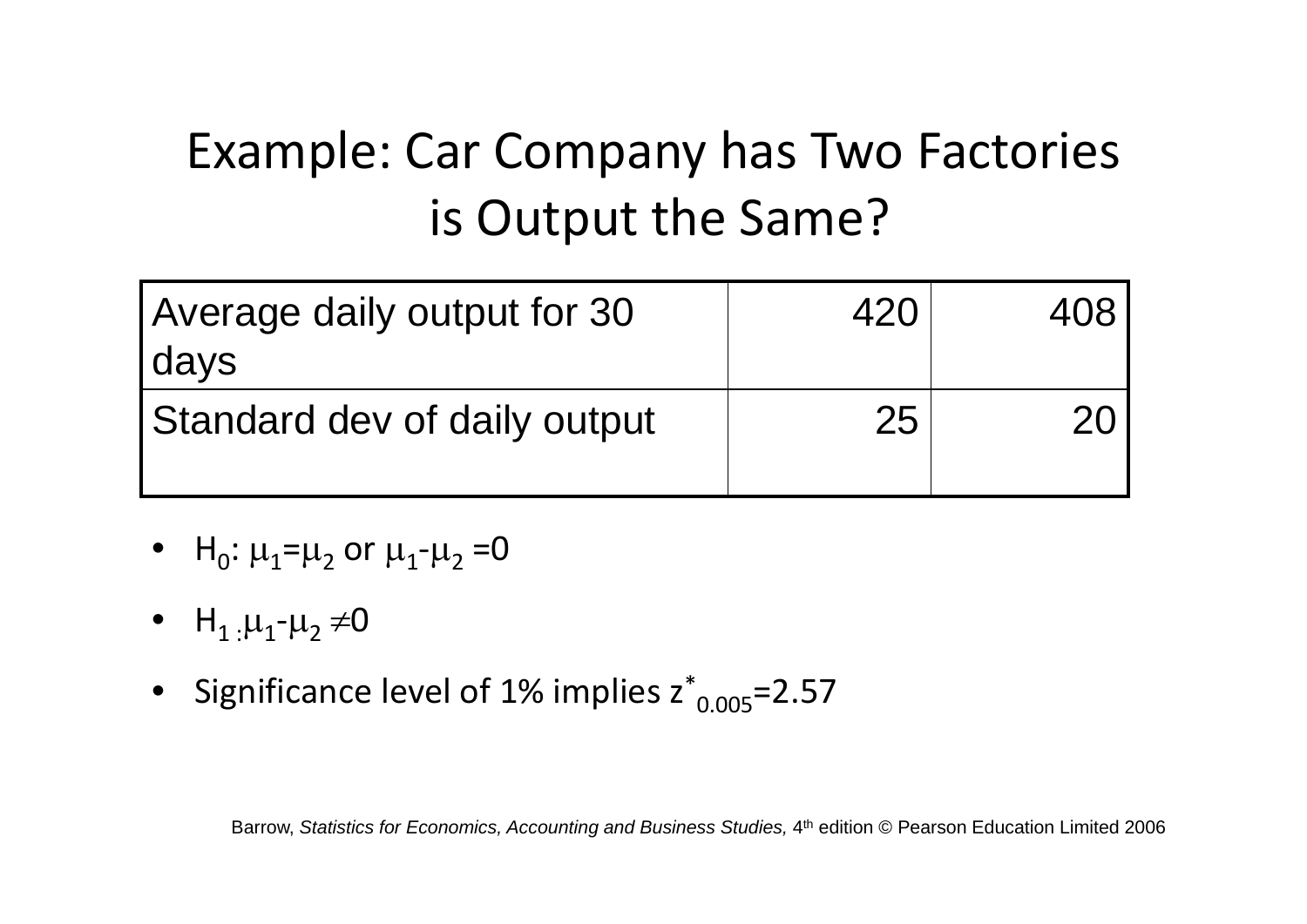# Example: Car Company has Two Factories is Output the Same?

| | | |
|---|---|---|
| Average daily output for 30 days | 420 | 408 |
| Standard dev of daily output | 25 | 20 |

- $H_0$: $\mu_1=\mu_2$ or $\mu_1-\mu_2=0$
- $H_1$: $\mu_1-\mu_2 \neq 0$
- Significance level of 1% implies $z^*_{0.005}=2.57$

Barrow, *Statistics for Economics, Accounting and Business Studies,* 4th edition © Pearson Education Limited 2006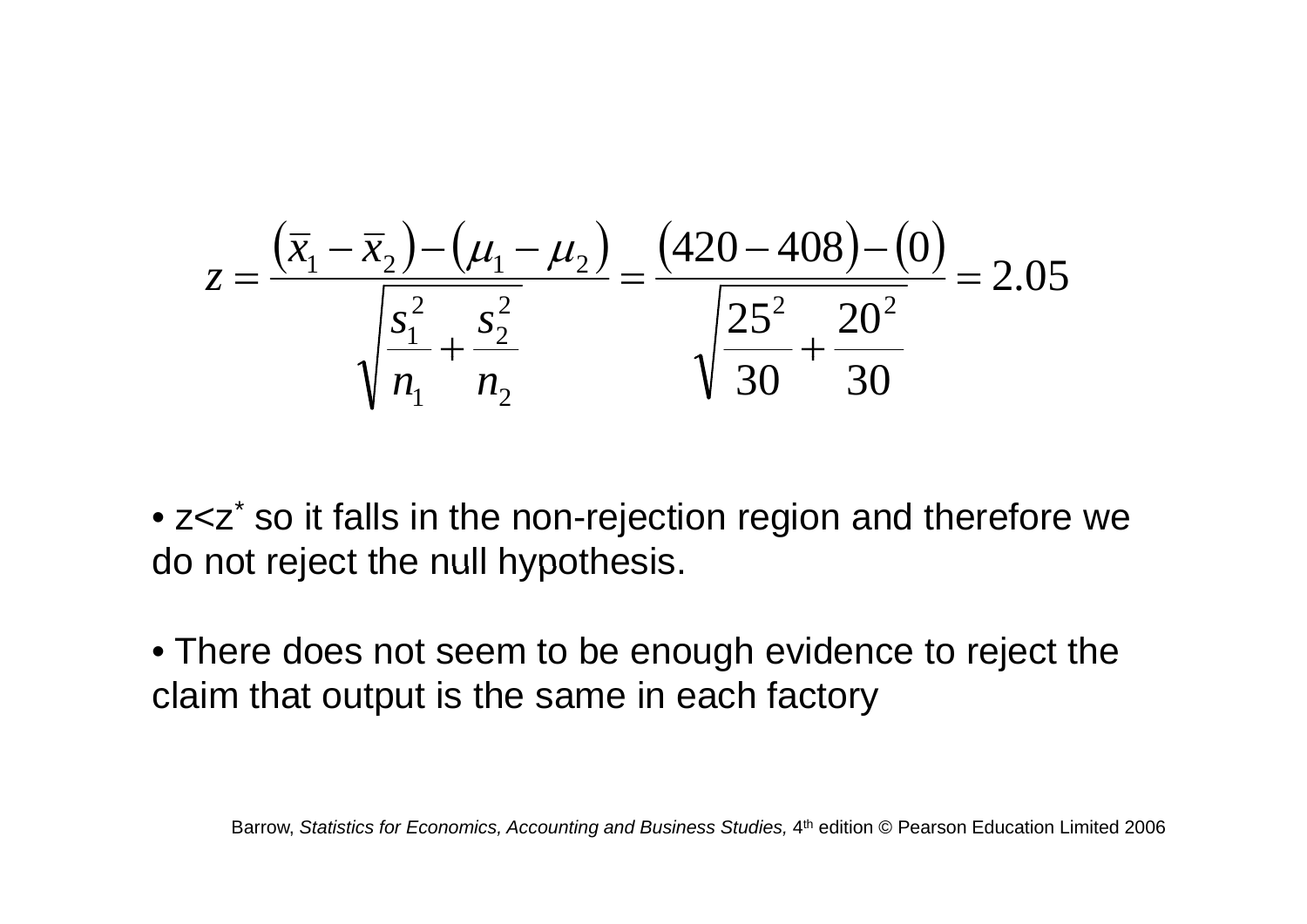$$z = \frac{(\bar{x}_1 - \bar{x}_2) - (\mu_1 - \mu_2)}{\sqrt{\frac{s_1^2}{n_1} + \frac{s_2^2}{n_2}}} = \frac{(420 - 408) - (0)}{\sqrt{\frac{25^2}{30} + \frac{20^2}{30}}} = 2.05$$

- $z < z^*$ so it falls in the non-rejection region and therefore we do not reject the null hypothesis.
- There does not seem to be enough evidence to reject the claim that output is the same in each factory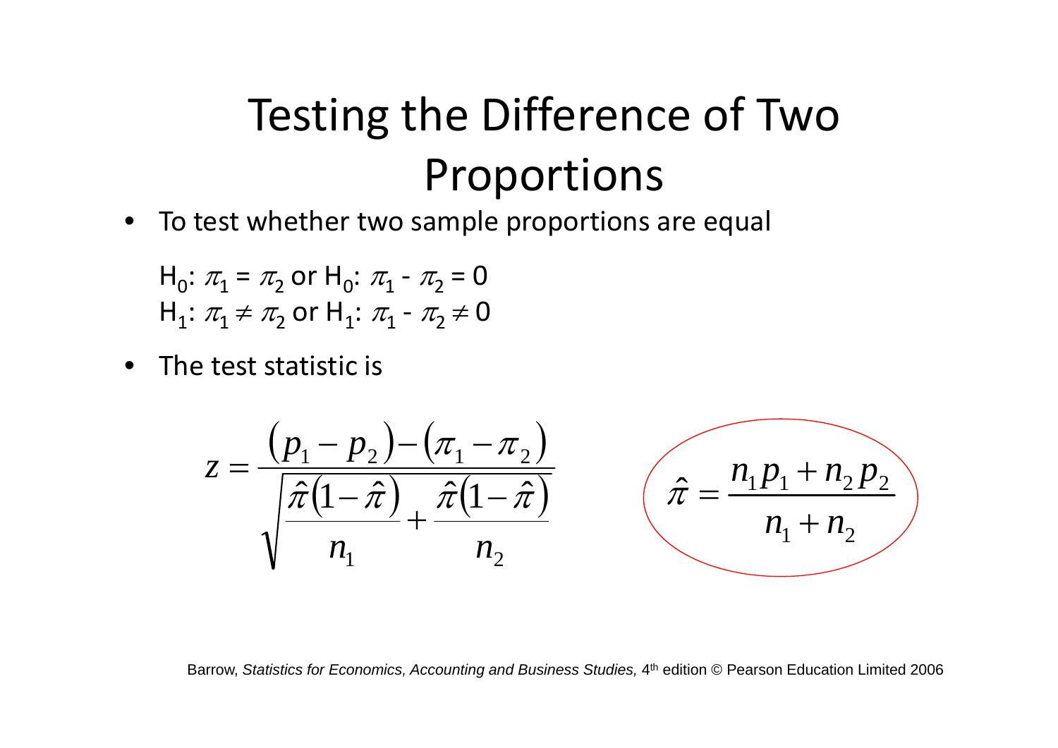# Testing the Difference of Two Proportions

- To test whether two sample proportions are equal

  $H_0$: $\pi_1 = \pi_2$ or $H_0$: $\pi_1 - \pi_2 = 0$
  $H_1$: $\pi_1 \neq \pi_2$ or $H_1$: $\pi_1 - \pi_2 \neq 0$

- The test statistic is

$$z = \frac{(p_1 - p_2) - (\pi_1 - \pi_2)}{\sqrt{\dfrac{\hat{\pi}(1-\hat{\pi})}{n_1} + \dfrac{\hat{\pi}(1-\hat{\pi})}{n_2}}}$$

$$\hat{\pi} = \frac{n_1 p_1 + n_2 p_2}{n_1 + n_2}$$

Barrow, *Statistics for Economics, Accounting and Business Studies,* 4th edition © Pearson Education Limited 2006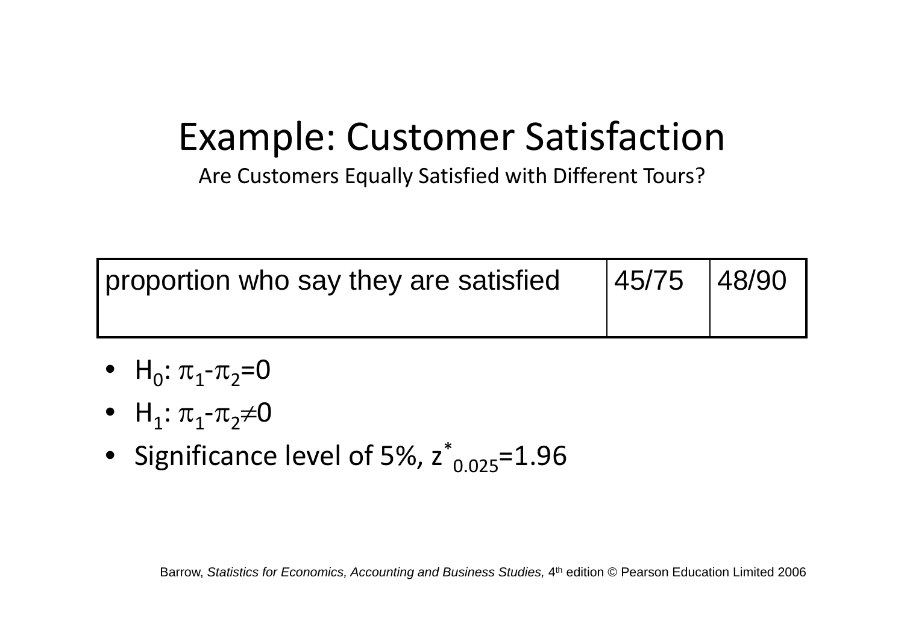# Example: Customer Satisfaction

Are Customers Equally Satisfied with Different Tours?

| proportion who say they are satisfied | 45/75 | 48/90 |
|---|---|---|

- $H_0$: $\pi_1 - \pi_2 = 0$
- $H_1$: $\pi_1 - \pi_2 \neq 0$
- Significance level of 5%, $z^*_{0.025} = 1.96$

Barrow, *Statistics for Economics, Accounting and Business Studies,* 4th edition © Pearson Education Limited 2006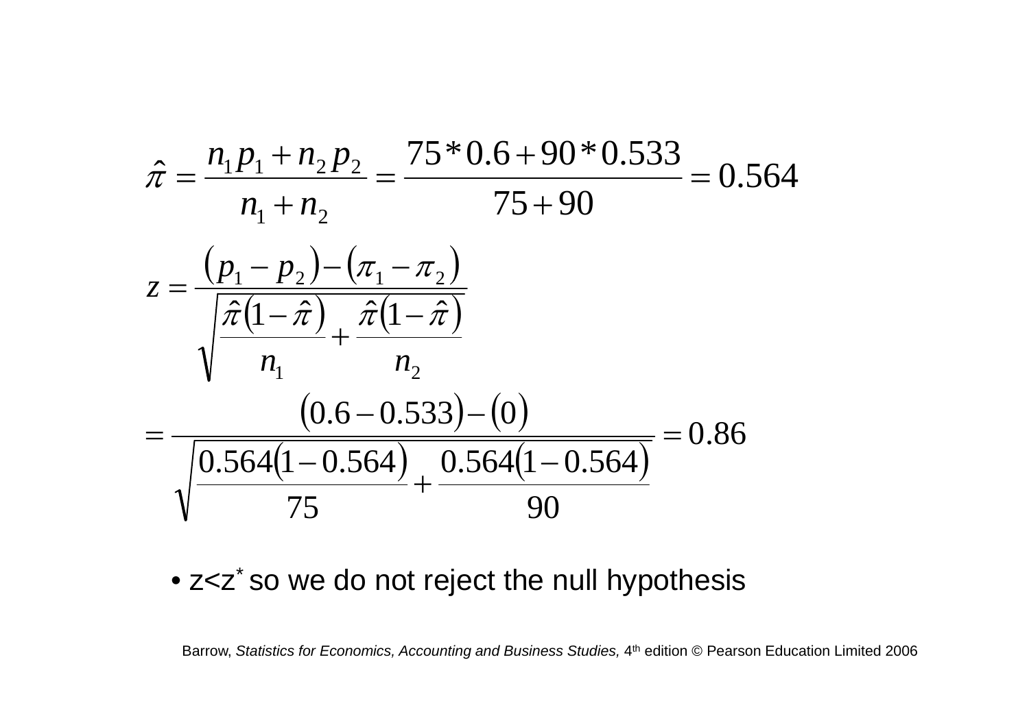$$\hat{\pi} = \frac{n_1 p_1 + n_2 p_2}{n_1 + n_2} = \frac{75 * 0.6 + 90 * 0.533}{75 + 90} = 0.564$$

$$z = \frac{(p_1 - p_2) - (\pi_1 - \pi_2)}{\sqrt{\dfrac{\hat{\pi}(1-\hat{\pi})}{n_1} + \dfrac{\hat{\pi}(1-\hat{\pi})}{n_2}}}$$

$$= \frac{(0.6 - 0.533) - (0)}{\sqrt{\dfrac{0.564(1-0.564)}{75} + \dfrac{0.564(1-0.564)}{90}}} = 0.86$$

- $z < z^*$ so we do not reject the null hypothesis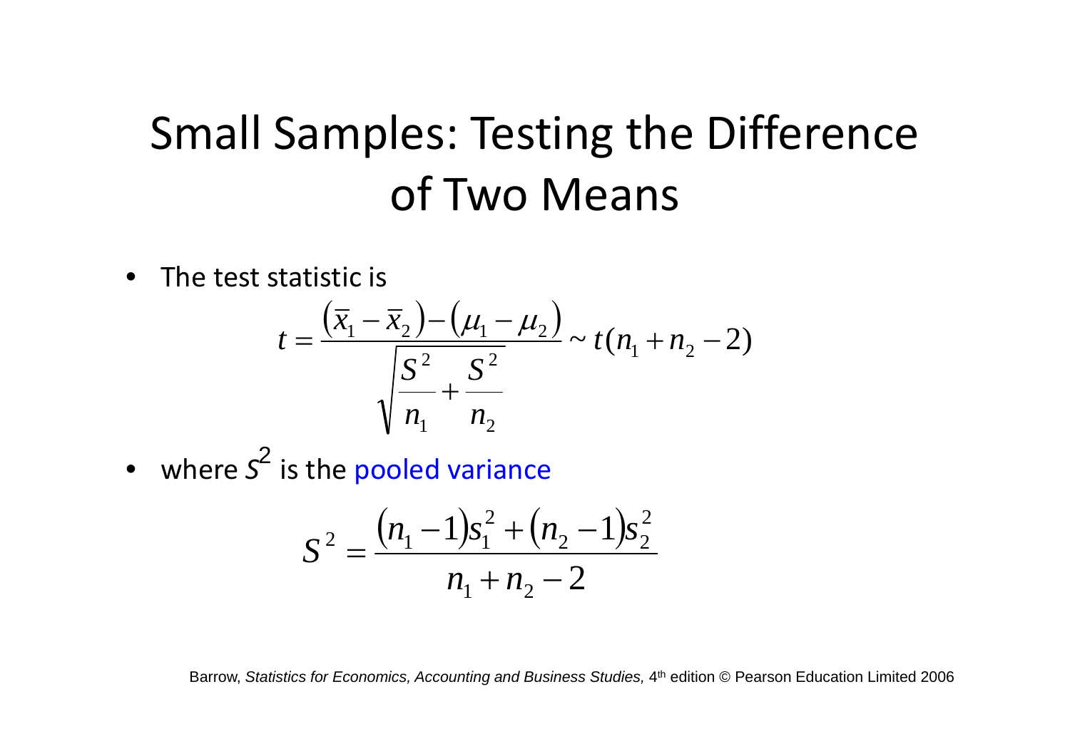# Small Samples: Testing the Difference of Two Means

- The test statistic is

$$t = \frac{(\bar{x}_1 - \bar{x}_2) - (\mu_1 - \mu_2)}{\sqrt{\frac{S^2}{n_1} + \frac{S^2}{n_2}}} \sim t(n_1 + n_2 - 2)$$

- where $S^2$ is the pooled variance

$$S^2 = \frac{(n_1 - 1)s_1^2 + (n_2 - 1)s_2^2}{n_1 + n_2 - 2}$$

Barrow, *Statistics for Economics, Accounting and Business Studies,* 4th edition © Pearson Education Limited 2006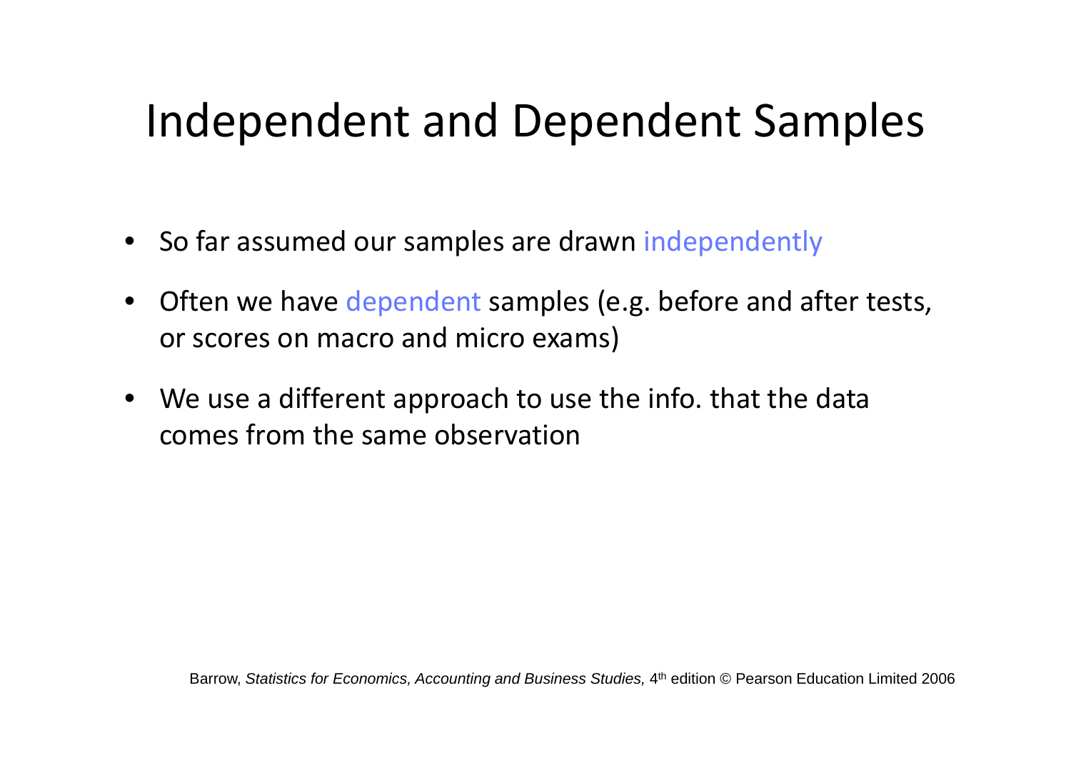# Independent and Dependent Samples

- So far assumed our samples are drawn independently
- Often we have dependent samples (e.g. before and after tests, or scores on macro and micro exams)
- We use a different approach to use the info. that the data comes from the same observation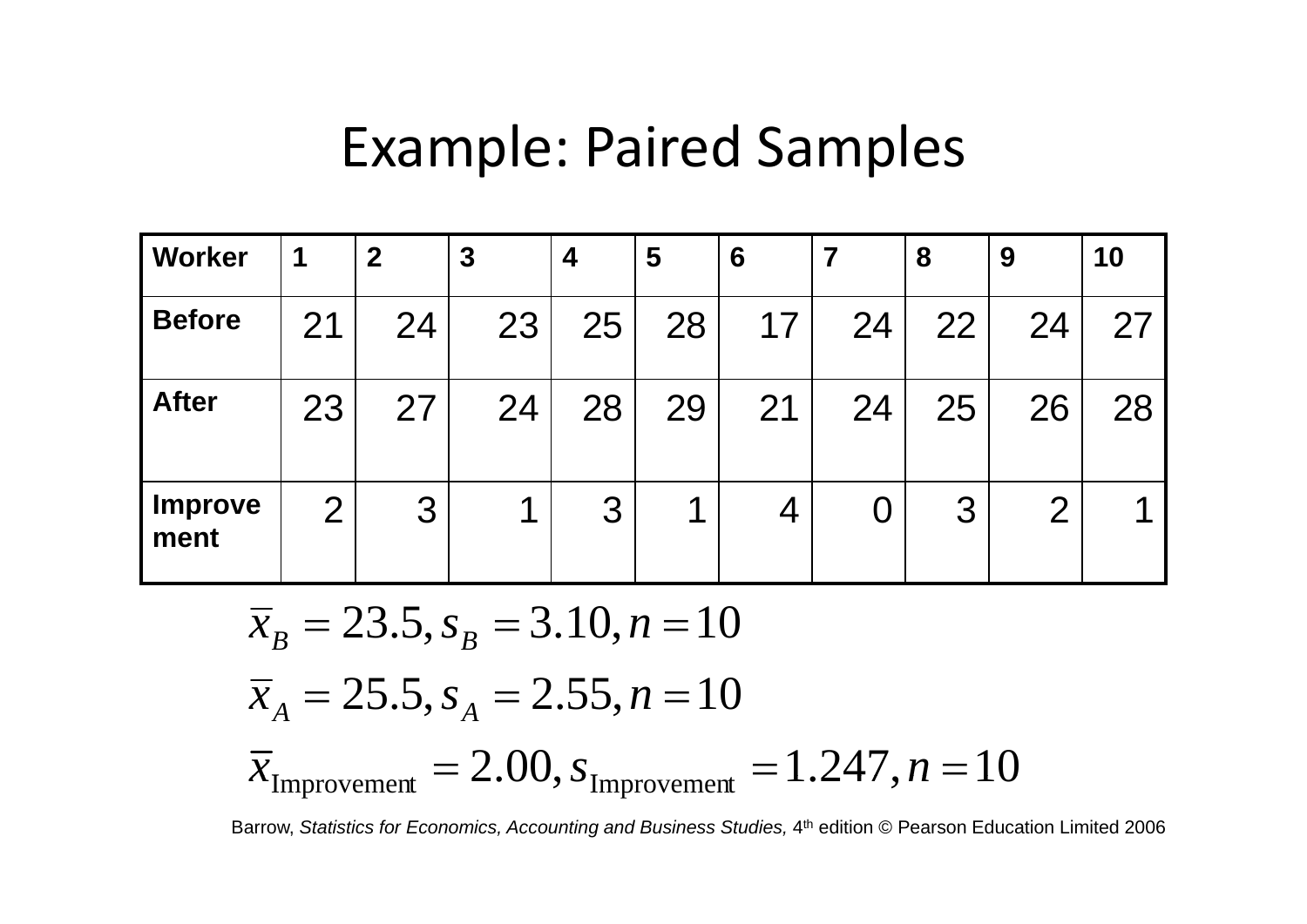# Example: Paired Samples

| Worker | 1 | 2 | 3 | 4 | 5 | 6 | 7 | 8 | 9 | 10 |
|---|---|---|---|---|---|---|---|---|---|---|
| Before | 21 | 24 | 23 | 25 | 28 | 17 | 24 | 22 | 24 | 27 |
| After | 23 | 27 | 24 | 28 | 29 | 21 | 24 | 25 | 26 | 28 |
| Improvement | 2 | 3 | 1 | 3 | 1 | 4 | 0 | 3 | 2 | 1 |

$$\bar{x}_B = 23.5, s_B = 3.10, n = 10$$

$$\bar{x}_A = 25.5, s_A = 2.55, n = 10$$

$$\bar{x}_{\text{Improvement}} = 2.00, s_{\text{Improvement}} = 1.247, n = 10$$

Barrow, *Statistics for Economics, Accounting and Business Studies,* 4th edition © Pearson Education Limited 2006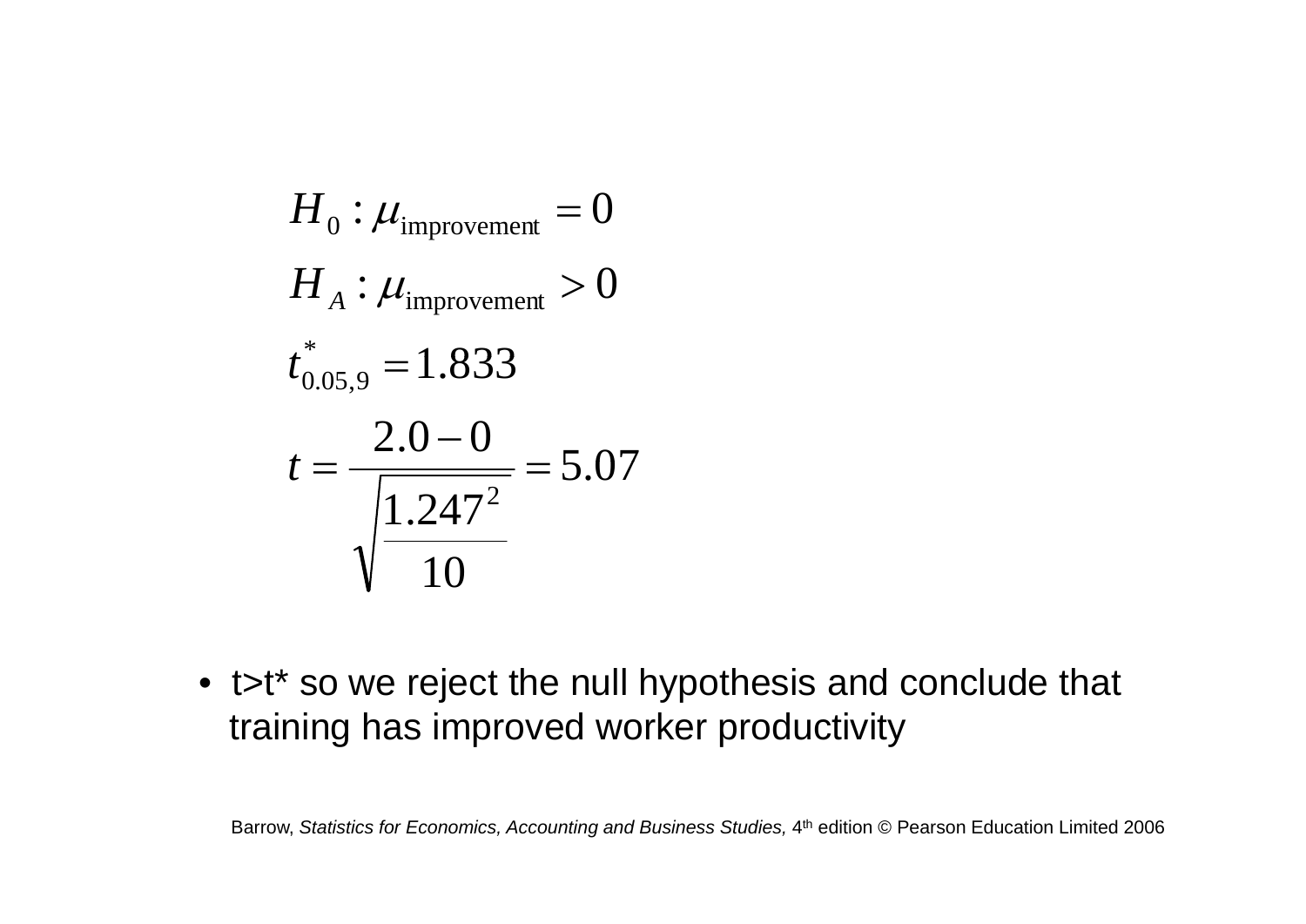$$H_0 : \mu_{\text{improvement}} = 0$$

$$H_A : \mu_{\text{improvement}} > 0$$

$$t^*_{0.05,9} = 1.833$$

$$t = \frac{2.0 - 0}{\sqrt{\frac{1.247^2}{10}}} = 5.07$$

- t>t* so we reject the null hypothesis and conclude that training has improved worker productivity

Barrow, *Statistics for Economics, Accounting and Business Studies,* 4th edition © Pearson Education Limited 2006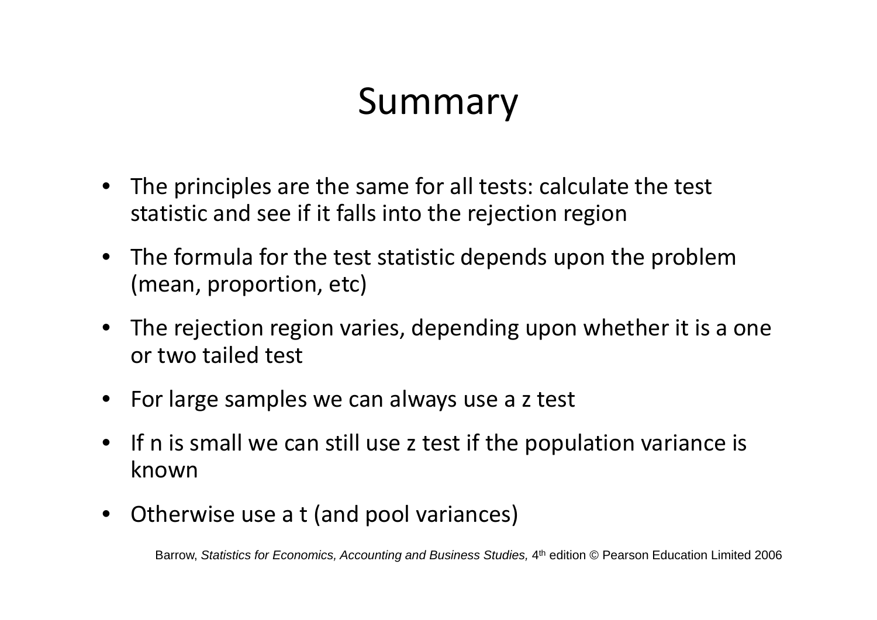# Summary

- The principles are the same for all tests: calculate the test statistic and see if it falls into the rejection region
- The formula for the test statistic depends upon the problem (mean, proportion, etc)
- The rejection region varies, depending upon whether it is a one or two tailed test
- For large samples we can always use a z test
- If n is small we can still use z test if the population variance is known
- Otherwise use a t (and pool variances)

Barrow, *Statistics for Economics, Accounting and Business Studies,* 4th edition © Pearson Education Limited 2006